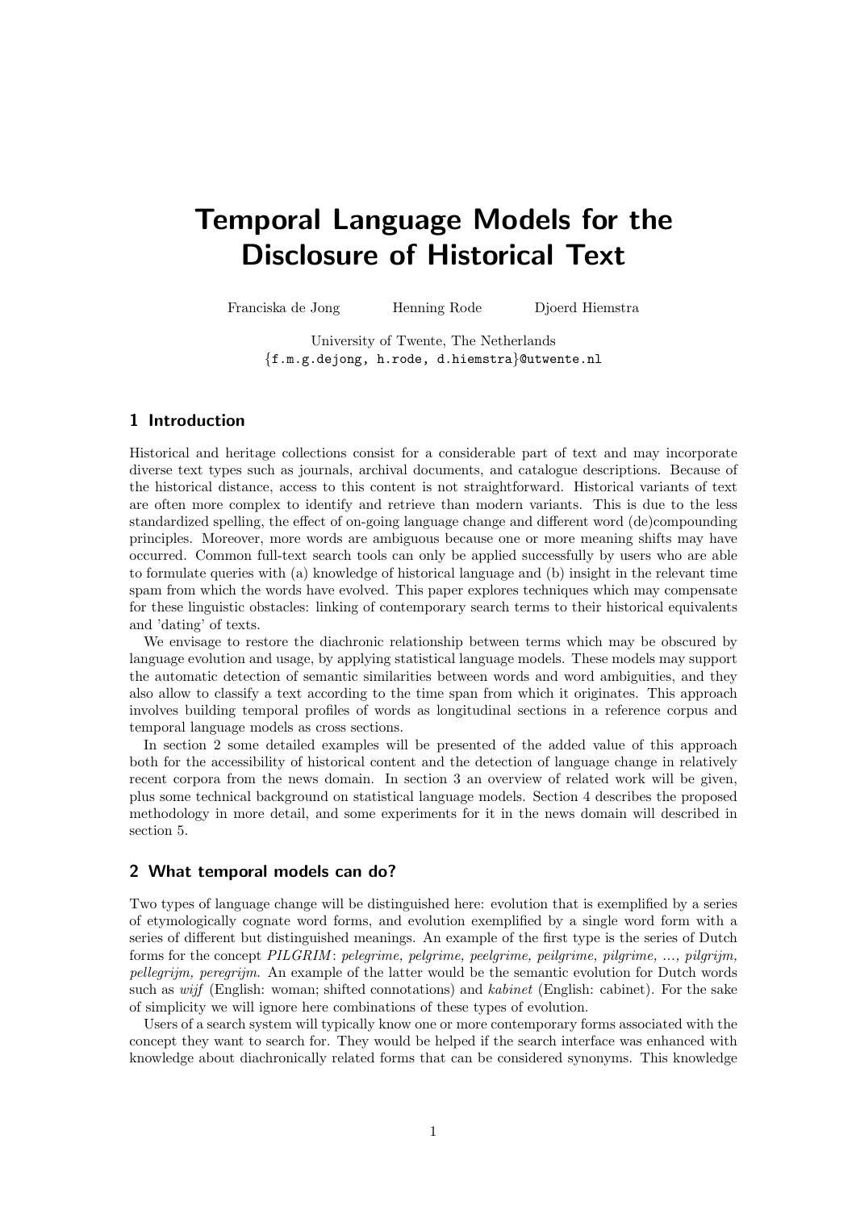# Temporal Language Models for the Disclosure of Historical Text

Franciska de Jong Henning Rode Djoerd Hiemstra

University of Twente, The Netherlands
{f.m.g.dejong, h.rode, d.hiemstra}@utwente.nl

## 1 Introduction

Historical and heritage collections consist for a considerable part of text and may incorporate diverse text types such as journals, archival documents, and catalogue descriptions. Because of the historical distance, access to this content is not straightforward. Historical variants of text are often more complex to identify and retrieve than modern variants. This is due to the less standardized spelling, the effect of on-going language change and different word (de)compounding principles. Moreover, more words are ambiguous because one or more meaning shifts may have occurred. Common full-text search tools can only be applied successfully by users who are able to formulate queries with (a) knowledge of historical language and (b) insight in the relevant time spam from which the words have evolved. This paper explores techniques which may compensate for these linguistic obstacles: linking of contemporary search terms to their historical equivalents and 'dating' of texts.

We envisage to restore the diachronic relationship between terms which may be obscured by language evolution and usage, by applying statistical language models. These models may support the automatic detection of semantic similarities between words and word ambiguities, and they also allow to classify a text according to the time span from which it originates. This approach involves building temporal profiles of words as longitudinal sections in a reference corpus and temporal language models as cross sections.

In section 2 some detailed examples will be presented of the added value of this approach both for the accessibility of historical content and the detection of language change in relatively recent corpora from the news domain. In section 3 an overview of related work will be given, plus some technical background on statistical language models. Section 4 describes the proposed methodology in more detail, and some experiments for it in the news domain will described in section 5.

## 2 What temporal models can do?

Two types of language change will be distinguished here: evolution that is exemplified by a series of etymologically cognate word forms, and evolution exemplified by a single word form with a series of different but distinguished meanings. An example of the first type is the series of Dutch forms for the concept *PILGRIM*: *pelegrime, pelgrime, peelgrime, peilgrime, pilgrime, ..., pilgrijm, pellegrijm, peregrijm*. An example of the latter would be the semantic evolution for Dutch words such as *wijf* (English: woman; shifted connotations) and *kabinet* (English: cabinet). For the sake of simplicity we will ignore here combinations of these types of evolution.

Users of a search system will typically know one or more contemporary forms associated with the concept they want to search for. They would be helped if the search interface was enhanced with knowledge about diachronically related forms that can be considered synonyms. This knowledge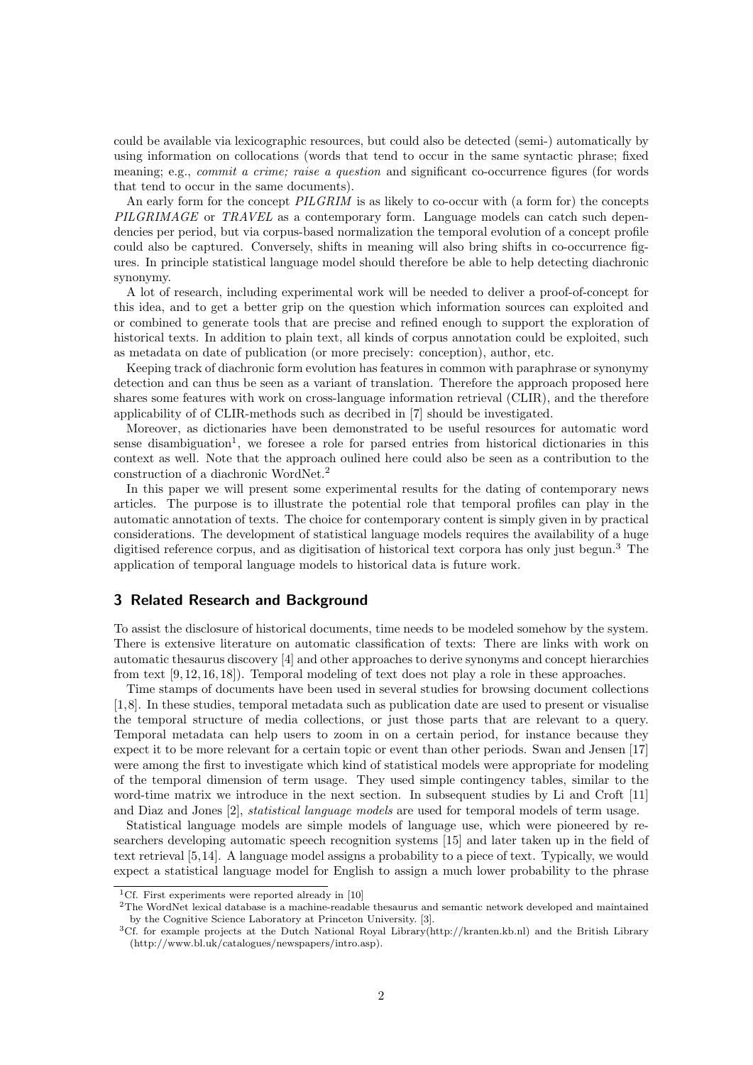could be available via lexicographic resources, but could also be detected (semi-) automatically by using information on collocations (words that tend to occur in the same syntactic phrase; fixed meaning; e.g., *commit a crime; raise a question* and significant co-occurrence figures (for words that tend to occur in the same documents).

An early form for the concept *PILGRIM* is as likely to co-occur with (a form for) the concepts *PILGRIMAGE* or *TRAVEL* as a contemporary form. Language models can catch such dependencies per period, but via corpus-based normalization the temporal evolution of a concept profile could also be captured. Conversely, shifts in meaning will also bring shifts in co-occurrence figures. In principle statistical language model should therefore be able to help detecting diachronic synonymy.

A lot of research, including experimental work will be needed to deliver a proof-of-concept for this idea, and to get a better grip on the question which information sources can exploited and or combined to generate tools that are precise and refined enough to support the exploration of historical texts. In addition to plain text, all kinds of corpus annotation could be exploited, such as metadata on date of publication (or more precisely: conception), author, etc.

Keeping track of diachronic form evolution has features in common with paraphrase or synonymy detection and can thus be seen as a variant of translation. Therefore the approach proposed here shares some features with work on cross-language information retrieval (CLIR), and the therefore applicability of of CLIR-methods such as decribed in [7] should be investigated.

Moreover, as dictionaries have been demonstrated to be useful resources for automatic word sense disambiguation[1], we foresee a role for parsed entries from historical dictionaries in this context as well. Note that the approach oulined here could also be seen as a contribution to the construction of a diachronic WordNet.[2]

In this paper we will present some experimental results for the dating of contemporary news articles. The purpose is to illustrate the potential role that temporal profiles can play in the automatic annotation of texts. The choice for contemporary content is simply given in by practical considerations. The development of statistical language models requires the availability of a huge digitised reference corpus, and as digitisation of historical text corpora has only just begun.[3] The application of temporal language models to historical data is future work.

## 3 Related Research and Background

To assist the disclosure of historical documents, time needs to be modeled somehow by the system. There is extensive literature on automatic classification of texts: There are links with work on automatic thesaurus discovery [4] and other approaches to derive synonyms and concept hierarchies from text [9, 12, 16, 18]). Temporal modeling of text does not play a role in these approaches.

Time stamps of documents have been used in several studies for browsing document collections [1,8]. In these studies, temporal metadata such as publication date are used to present or visualise the temporal structure of media collections, or just those parts that are relevant to a query. Temporal metadata can help users to zoom in on a certain period, for instance because they expect it to be more relevant for a certain topic or event than other periods. Swan and Jensen [17] were among the first to investigate which kind of statistical models were appropriate for modeling of the temporal dimension of term usage. They used simple contingency tables, similar to the word-time matrix we introduce in the next section. In subsequent studies by Li and Croft [11] and Diaz and Jones [2], *statistical language models* are used for temporal models of term usage.

Statistical language models are simple models of language use, which were pioneered by researchers developing automatic speech recognition systems [15] and later taken up in the field of text retrieval [5,14]. A language model assigns a probability to a piece of text. Typically, we would expect a statistical language model for English to assign a much lower probability to the phrase

---

[1] Cf. First experiments were reported already in [10]

[2] The WordNet lexical database is a machine-readable thesaurus and semantic network developed and maintained by the Cognitive Science Laboratory at Princeton University. [3].

[3] Cf. for example projects at the Dutch National Royal Library(http://kranten.kb.nl) and the British Library (http://www.bl.uk/catalogues/newspapers/intro.asp).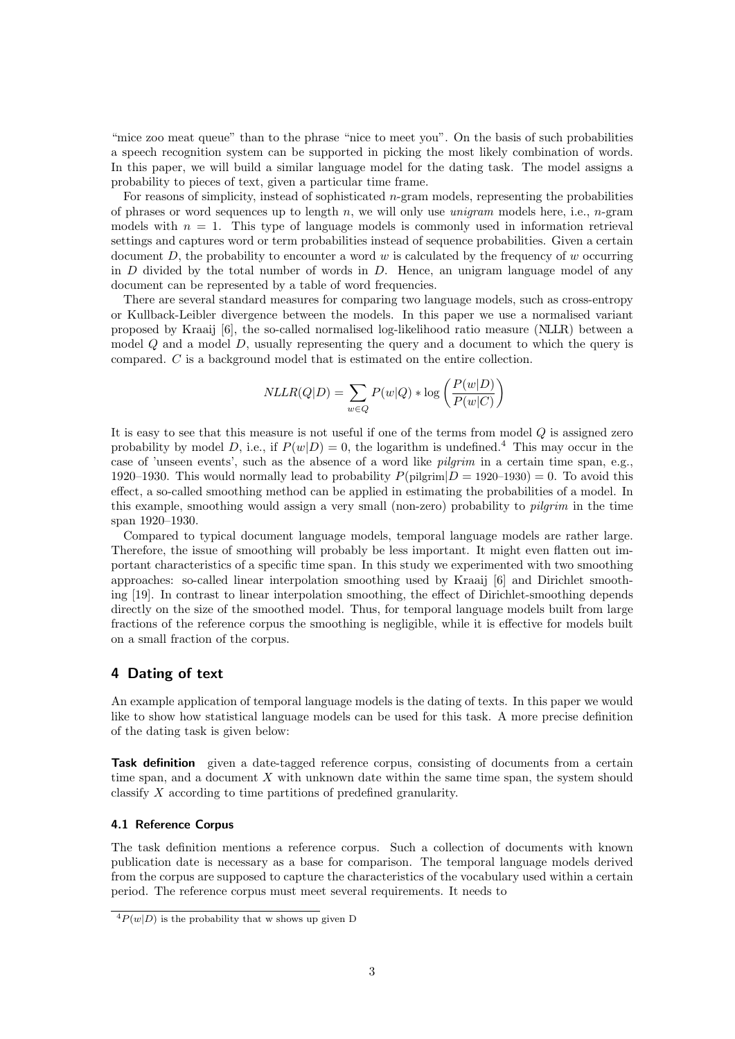"mice zoo meat queue" than to the phrase "nice to meet you". On the basis of such probabilities a speech recognition system can be supported in picking the most likely combination of words. In this paper, we will build a similar language model for the dating task. The model assigns a probability to pieces of text, given a particular time frame.

For reasons of simplicity, instead of sophisticated $n$-gram models, representing the probabilities of phrases or word sequences up to length $n$, we will only use *unigram* models here, i.e., $n$-gram models with $n = 1$. This type of language models is commonly used in information retrieval settings and captures word or term probabilities instead of sequence probabilities. Given a certain document $D$, the probability to encounter a word $w$ is calculated by the frequency of $w$ occurring in $D$ divided by the total number of words in $D$. Hence, an unigram language model of any document can be represented by a table of word frequencies.

There are several standard measures for comparing two language models, such as cross-entropy or Kullback-Leibler divergence between the models. In this paper we use a normalised variant proposed by Kraaij [6], the so-called normalised log-likelihood ratio measure (NLLR) between a model $Q$ and a model $D$, usually representing the query and a document to which the query is compared. $C$ is a background model that is estimated on the entire collection.

$$NLLR(Q|D) = \sum_{w \in Q} P(w|Q) * \log \left( \frac{P(w|D)}{P(w|C)} \right)$$

It is easy to see that this measure is not useful if one of the terms from model $Q$ is assigned zero probability by model $D$, i.e., if $P(w|D) = 0$, the logarithm is undefined.[4] This may occur in the case of 'unseen events', such as the absence of a word like *pilgrim* in a certain time span, e.g., 1920–1930. This would normally lead to probability $P(\text{pilgrim}|D = 1920\text{–}1930) = 0$. To avoid this effect, a so-called smoothing method can be applied in estimating the probabilities of a model. In this example, smoothing would assign a very small (non-zero) probability to *pilgrim* in the time span 1920–1930.

Compared to typical document language models, temporal language models are rather large. Therefore, the issue of smoothing will probably be less important. It might even flatten out important characteristics of a specific time span. In this study we experimented with two smoothing approaches: so-called linear interpolation smoothing used by Kraaij [6] and Dirichlet smoothing [19]. In contrast to linear interpolation smoothing, the effect of Dirichlet-smoothing depends directly on the size of the smoothed model. Thus, for temporal language models built from large fractions of the reference corpus the smoothing is negligible, while it is effective for models built on a small fraction of the corpus.

## 4 Dating of text

An example application of temporal language models is the dating of texts. In this paper we would like to show how statistical language models can be used for this task. A more precise definition of the dating task is given below:

**Task definition** given a date-tagged reference corpus, consisting of documents from a certain time span, and a document $X$ with unknown date within the same time span, the system should classify $X$ according to time partitions of predefined granularity.

### 4.1 Reference Corpus

The task definition mentions a reference corpus. Such a collection of documents with known publication date is necessary as a base for comparison. The temporal language models derived from the corpus are supposed to capture the characteristics of the vocabulary used within a certain period. The reference corpus must meet several requirements. It needs to

[4] $P(w|D)$ is the probability that w shows up given D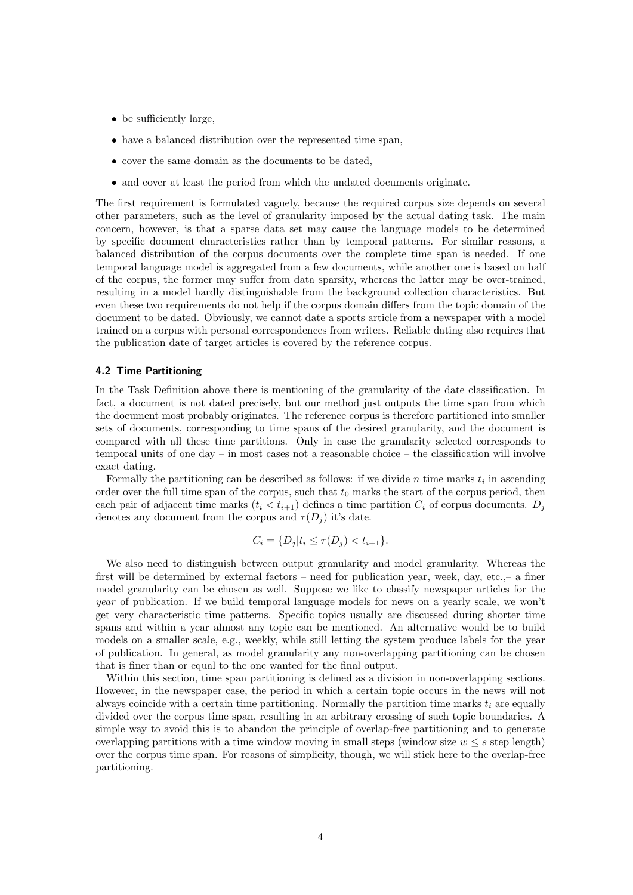- be sufficiently large,
- have a balanced distribution over the represented time span,
- cover the same domain as the documents to be dated,
- and cover at least the period from which the undated documents originate.

The first requirement is formulated vaguely, because the required corpus size depends on several other parameters, such as the level of granularity imposed by the actual dating task. The main concern, however, is that a sparse data set may cause the language models to be determined by specific document characteristics rather than by temporal patterns. For similar reasons, a balanced distribution of the corpus documents over the complete time span is needed. If one temporal language model is aggregated from a few documents, while another one is based on half of the corpus, the former may suffer from data sparsity, whereas the latter may be over-trained, resulting in a model hardly distinguishable from the background collection characteristics. But even these two requirements do not help if the corpus domain differs from the topic domain of the document to be dated. Obviously, we cannot date a sports article from a newspaper with a model trained on a corpus with personal correspondences from writers. Reliable dating also requires that the publication date of target articles is covered by the reference corpus.

### 4.2 Time Partitioning

In the Task Definition above there is mentioning of the granularity of the date classification. In fact, a document is not dated precisely, but our method just outputs the time span from which the document most probably originates. The reference corpus is therefore partitioned into smaller sets of documents, corresponding to time spans of the desired granularity, and the document is compared with all these time partitions. Only in case the granularity selected corresponds to temporal units of one day – in most cases not a reasonable choice – the classification will involve exact dating.

Formally the partitioning can be described as follows: if we divide $n$ time marks $t_i$ in ascending order over the full time span of the corpus, such that $t_0$ marks the start of the corpus period, then each pair of adjacent time marks ($t_i < t_{i+1}$) defines a time partition $C_i$ of corpus documents. $D_j$ denotes any document from the corpus and $\tau(D_j)$ it's date.

$$C_i = \{D_j | t_i \leq \tau(D_j) < t_{i+1}\}.$$

We also need to distinguish between output granularity and model granularity. Whereas the first will be determined by external factors – need for publication year, week, day, etc.,– a finer model granularity can be chosen as well. Suppose we like to classify newspaper articles for the *year* of publication. If we build temporal language models for news on a yearly scale, we won't get very characteristic time patterns. Specific topics usually are discussed during shorter time spans and within a year almost any topic can be mentioned. An alternative would be to build models on a smaller scale, e.g., weekly, while still letting the system produce labels for the year of publication. In general, as model granularity any non-overlapping partitioning can be chosen that is finer than or equal to the one wanted for the final output.

Within this section, time span partitioning is defined as a division in non-overlapping sections. However, in the newspaper case, the period in which a certain topic occurs in the news will not always coincide with a certain time partitioning. Normally the partition time marks $t_i$ are equally divided over the corpus time span, resulting in an arbitrary crossing of such topic boundaries. A simple way to avoid this is to abandon the principle of overlap-free partitioning and to generate overlapping partitions with a time window moving in small steps (window size $w \leq s$ step length) over the corpus time span. For reasons of simplicity, though, we will stick here to the overlap-free partitioning.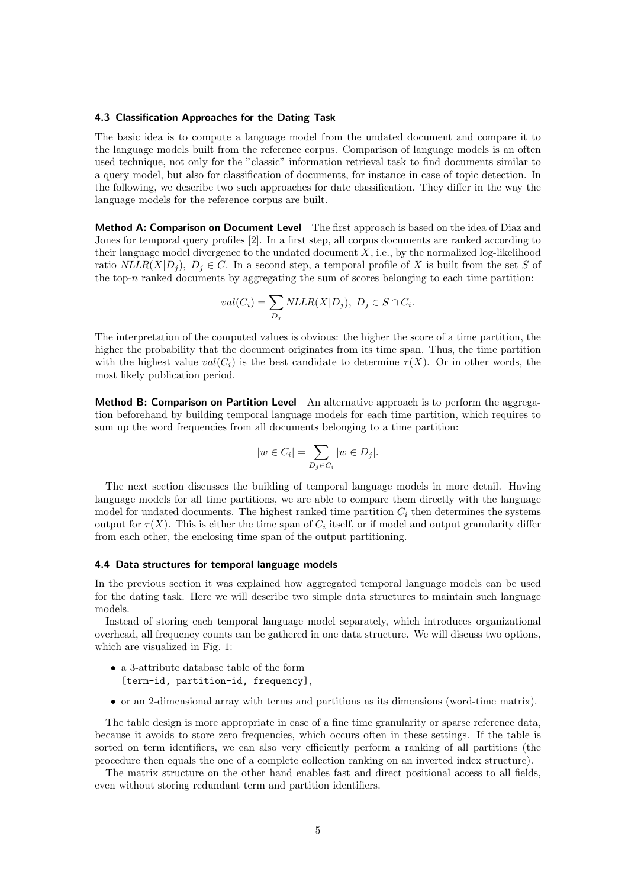### 4.3 Classification Approaches for the Dating Task

The basic idea is to compute a language model from the undated document and compare it to the language models built from the reference corpus. Comparison of language models is an often used technique, not only for the "classic" information retrieval task to find documents similar to a query model, but also for classification of documents, for instance in case of topic detection. In the following, we describe two such approaches for date classification. They differ in the way the language models for the reference corpus are built.

**Method A: Comparison on Document Level** The first approach is based on the idea of Diaz and Jones for temporal query profiles [2]. In a first step, all corpus documents are ranked according to their language model divergence to the undated document $X$, i.e., by the normalized log-likelihood ratio $NLLR(X|D_j),\ D_j \in C$. In a second step, a temporal profile of $X$ is built from the set $S$ of the top-$n$ ranked documents by aggregating the sum of scores belonging to each time partition:

$$val(C_i) = \sum_{D_j} NLLR(X|D_j),\ D_j \in S \cap C_i.$$

The interpretation of the computed values is obvious: the higher the score of a time partition, the higher the probability that the document originates from its time span. Thus, the time partition with the highest value $val(C_i)$ is the best candidate to determine $\tau(X)$. Or in other words, the most likely publication period.

**Method B: Comparison on Partition Level** An alternative approach is to perform the aggregation beforehand by building temporal language models for each time partition, which requires to sum up the word frequencies from all documents belonging to a time partition:

$$|w \in C_i| = \sum_{D_j \in C_i} |w \in D_j|.$$

The next section discusses the building of temporal language models in more detail. Having language models for all time partitions, we are able to compare them directly with the language model for undated documents. The highest ranked time partition $C_i$ then determines the systems output for $\tau(X)$. This is either the time span of $C_i$ itself, or if model and output granularity differ from each other, the enclosing time span of the output partitioning.

### 4.4 Data structures for temporal language models

In the previous section it was explained how aggregated temporal language models can be used for the dating task. Here we will describe two simple data structures to maintain such language models.

Instead of storing each temporal language model separately, which introduces organizational overhead, all frequency counts can be gathered in one data structure. We will discuss two options, which are visualized in Fig. 1:

- a 3-attribute database table of the form `[term-id, partition-id, frequency]`,
- or an 2-dimensional array with terms and partitions as its dimensions (word-time matrix).

The table design is more appropriate in case of a fine time granularity or sparse reference data, because it avoids to store zero frequencies, which occurs often in these settings. If the table is sorted on term identifiers, we can also very efficiently perform a ranking of all partitions (the procedure then equals the one of a complete collection ranking on an inverted index structure).

The matrix structure on the other hand enables fast and direct positional access to all fields, even without storing redundant term and partition identifiers.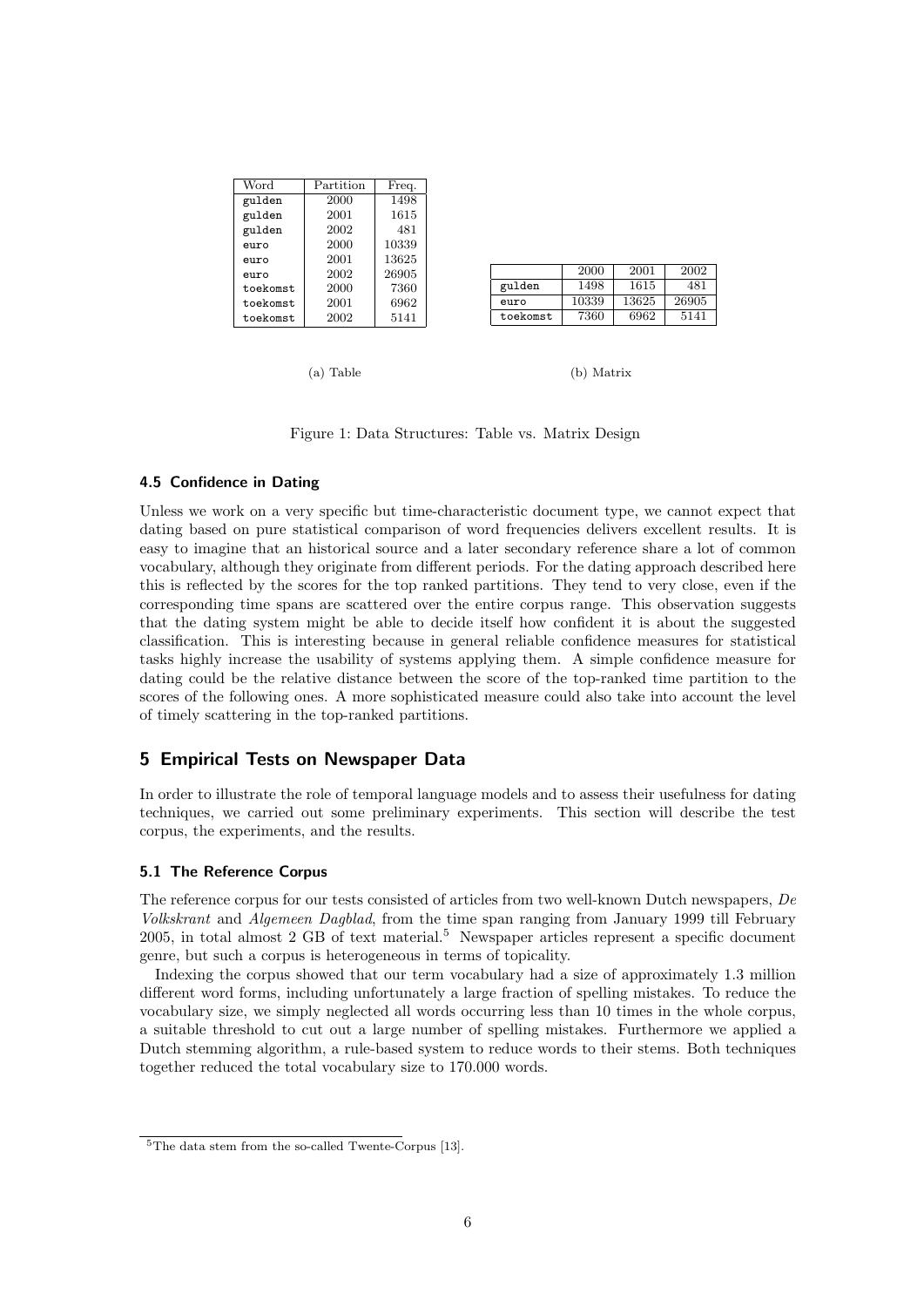| Word | Partition | Freq. |
|---|---|---|
| gulden | 2000 | 1498 |
| gulden | 2001 | 1615 |
| gulden | 2002 | 481 |
| euro | 2000 | 10339 |
| euro | 2001 | 13625 |
| euro | 2002 | 26905 |
| toekomst | 2000 | 7360 |
| toekomst | 2001 | 6962 |
| toekomst | 2002 | 5141 |

(a) Table

| | 2000 | 2001 | 2002 |
|---|---|---|---|
| gulden | 1498 | 1615 | 481 |
| euro | 10339 | 13625 | 26905 |
| toekomst | 7360 | 6962 | 5141 |

(b) Matrix

Figure 1: Data Structures: Table vs. Matrix Design

### 4.5 Confidence in Dating

Unless we work on a very specific but time-characteristic document type, we cannot expect that dating based on pure statistical comparison of word frequencies delivers excellent results. It is easy to imagine that an historical source and a later secondary reference share a lot of common vocabulary, although they originate from different periods. For the dating approach described here this is reflected by the scores for the top ranked partitions. They tend to very close, even if the corresponding time spans are scattered over the entire corpus range. This observation suggests that the dating system might be able to decide itself how confident it is about the suggested classification. This is interesting because in general reliable confidence measures for statistical tasks highly increase the usability of systems applying them. A simple confidence measure for dating could be the relative distance between the score of the top-ranked time partition to the scores of the following ones. A more sophisticated measure could also take into account the level of timely scattering in the top-ranked partitions.

## 5 Empirical Tests on Newspaper Data

In order to illustrate the role of temporal language models and to assess their usefulness for dating techniques, we carried out some preliminary experiments. This section will describe the test corpus, the experiments, and the results.

### 5.1 The Reference Corpus

The reference corpus for our tests consisted of articles from two well-known Dutch newspapers, *De Volkskrant* and *Algemeen Dagblad*, from the time span ranging from January 1999 till February 2005, in total almost 2 GB of text material.[5] Newspaper articles represent a specific document genre, but such a corpus is heterogeneous in terms of topicality.

Indexing the corpus showed that our term vocabulary had a size of approximately 1.3 million different word forms, including unfortunately a large fraction of spelling mistakes. To reduce the vocabulary size, we simply neglected all words occurring less than 10 times in the whole corpus, a suitable threshold to cut out a large number of spelling mistakes. Furthermore we applied a Dutch stemming algorithm, a rule-based system to reduce words to their stems. Both techniques together reduced the total vocabulary size to 170.000 words.

[5] The data stem from the so-called Twente-Corpus [13].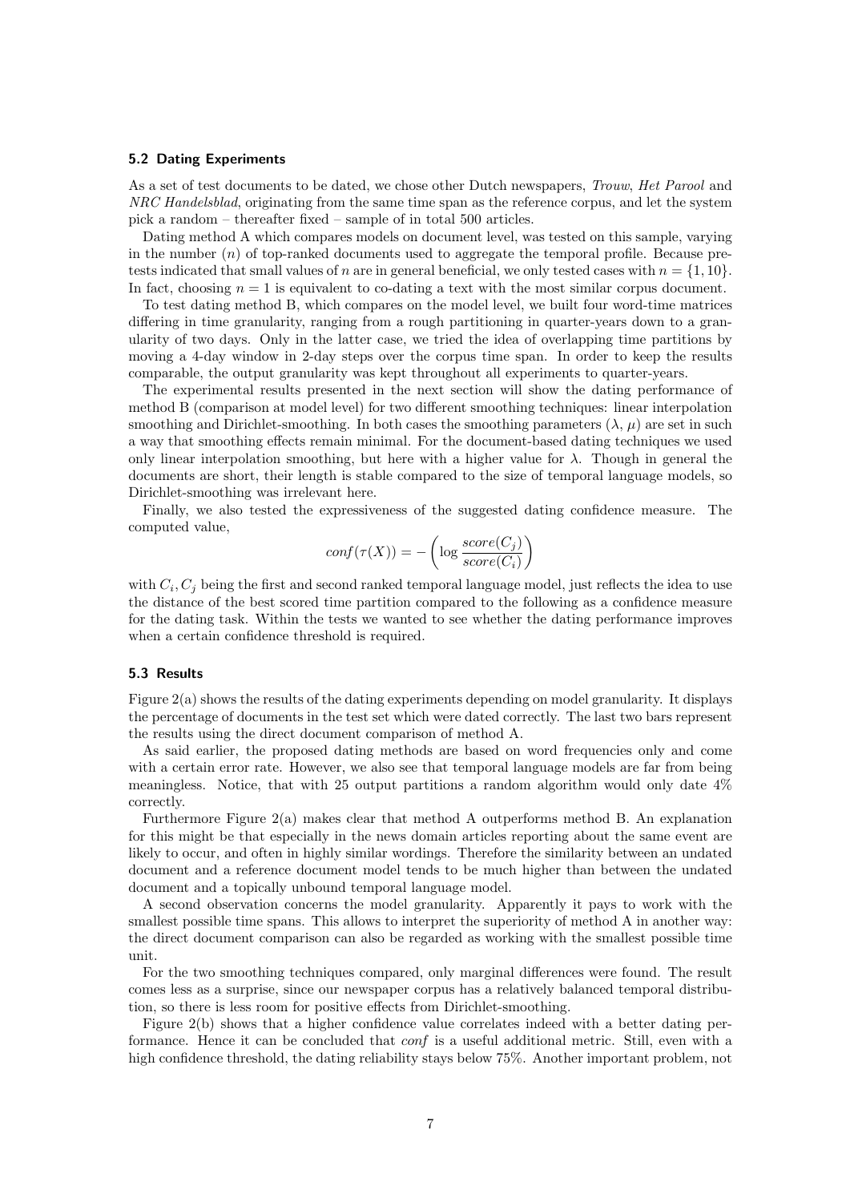### 5.2 Dating Experiments

As a set of test documents to be dated, we chose other Dutch newspapers, *Trouw*, *Het Parool* and *NRC Handelsblad*, originating from the same time span as the reference corpus, and let the system pick a random – thereafter fixed – sample of in total 500 articles.

Dating method A which compares models on document level, was tested on this sample, varying in the number ($n$) of top-ranked documents used to aggregate the temporal profile. Because pre-tests indicated that small values of $n$ are in general beneficial, we only tested cases with $n = \{1, 10\}$. In fact, choosing $n = 1$ is equivalent to co-dating a text with the most similar corpus document.

To test dating method B, which compares on the model level, we built four word-time matrices differing in time granularity, ranging from a rough partitioning in quarter-years down to a granularity of two days. Only in the latter case, we tried the idea of overlapping time partitions by moving a 4-day window in 2-day steps over the corpus time span. In order to keep the results comparable, the output granularity was kept throughout all experiments to quarter-years.

The experimental results presented in the next section will show the dating performance of method B (comparison at model level) for two different smoothing techniques: linear interpolation smoothing and Dirichlet-smoothing. In both cases the smoothing parameters ($\lambda$, $\mu$) are set in such a way that smoothing effects remain minimal. For the document-based dating techniques we used only linear interpolation smoothing, but here with a higher value for $\lambda$. Though in general the documents are short, their length is stable compared to the size of temporal language models, so Dirichlet-smoothing was irrelevant here.

Finally, we also tested the expressiveness of the suggested dating confidence measure. The computed value,

$$conf(\tau(X)) = -\left(\log \frac{score(C_j)}{score(C_i)}\right)$$

with $C_i, C_j$ being the first and second ranked temporal language model, just reflects the idea to use the distance of the best scored time partition compared to the following as a confidence measure for the dating task. Within the tests we wanted to see whether the dating performance improves when a certain confidence threshold is required.

### 5.3 Results

Figure 2(a) shows the results of the dating experiments depending on model granularity. It displays the percentage of documents in the test set which were dated correctly. The last two bars represent the results using the direct document comparison of method A.

As said earlier, the proposed dating methods are based on word frequencies only and come with a certain error rate. However, we also see that temporal language models are far from being meaningless. Notice, that with 25 output partitions a random algorithm would only date 4% correctly.

Furthermore Figure 2(a) makes clear that method A outperforms method B. An explanation for this might be that especially in the news domain articles reporting about the same event are likely to occur, and often in highly similar wordings. Therefore the similarity between an undated document and a reference document model tends to be much higher than between the undated document and a topically unbound temporal language model.

A second observation concerns the model granularity. Apparently it pays to work with the smallest possible time spans. This allows to interpret the superiority of method A in another way: the direct document comparison can also be regarded as working with the smallest possible time unit.

For the two smoothing techniques compared, only marginal differences were found. The result comes less as a surprise, since our newspaper corpus has a relatively balanced temporal distribution, so there is less room for positive effects from Dirichlet-smoothing.

Figure 2(b) shows that a higher confidence value correlates indeed with a better dating performance. Hence it can be concluded that *conf* is a useful additional metric. Still, even with a high confidence threshold, the dating reliability stays below 75%. Another important problem, not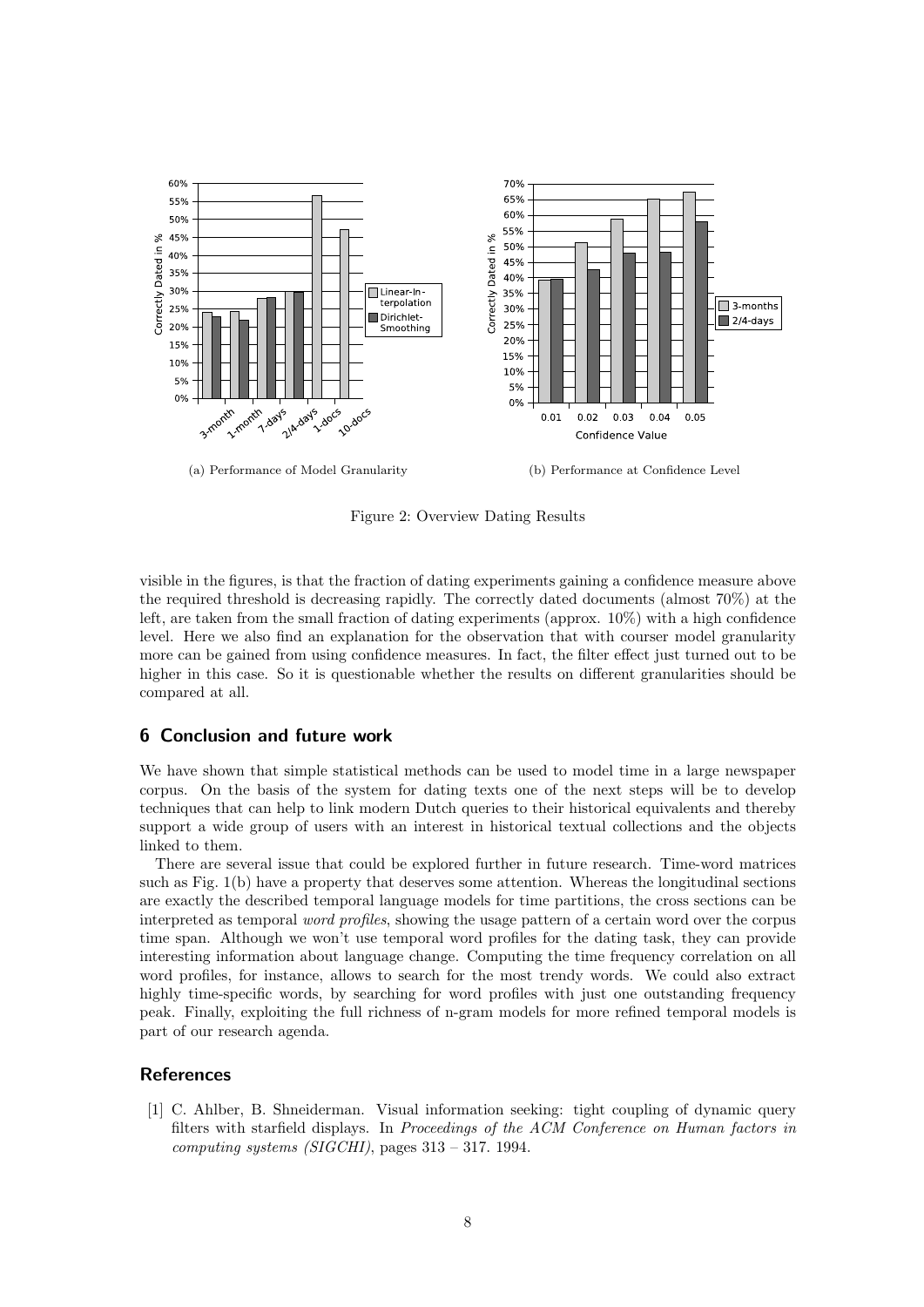(a) Performance of Model Granularity

(b) Performance at Confidence Level

Figure 2: Overview Dating Results

visible in the figures, is that the fraction of dating experiments gaining a confidence measure above the required threshold is decreasing rapidly. The correctly dated documents (almost 70%) at the left, are taken from the small fraction of dating experiments (approx. 10%) with a high confidence level. Here we also find an explanation for the observation that with courser model granularity more can be gained from using confidence measures. In fact, the filter effect just turned out to be higher in this case. So it is questionable whether the results on different granularities should be compared at all.

## 6 Conclusion and future work

We have shown that simple statistical methods can be used to model time in a large newspaper corpus. On the basis of the system for dating texts one of the next steps will be to develop techniques that can help to link modern Dutch queries to their historical equivalents and thereby support a wide group of users with an interest in historical textual collections and the objects linked to them.

There are several issue that could be explored further in future research. Time-word matrices such as Fig. 1(b) have a property that deserves some attention. Whereas the longitudinal sections are exactly the described temporal language models for time partitions, the cross sections can be interpreted as temporal *word profiles*, showing the usage pattern of a certain word over the corpus time span. Although we won't use temporal word profiles for the dating task, they can provide interesting information about language change. Computing the time frequency correlation on all word profiles, for instance, allows to search for the most trendy words. We could also extract highly time-specific words, by searching for word profiles with just one outstanding frequency peak. Finally, exploiting the full richness of n-gram models for more refined temporal models is part of our research agenda.

## References

[1] C. Ahlber, B. Shneiderman. Visual information seeking: tight coupling of dynamic query filters with starfield displays. In *Proceedings of the ACM Conference on Human factors in computing systems (SIGCHI)*, pages 313 – 317. 1994.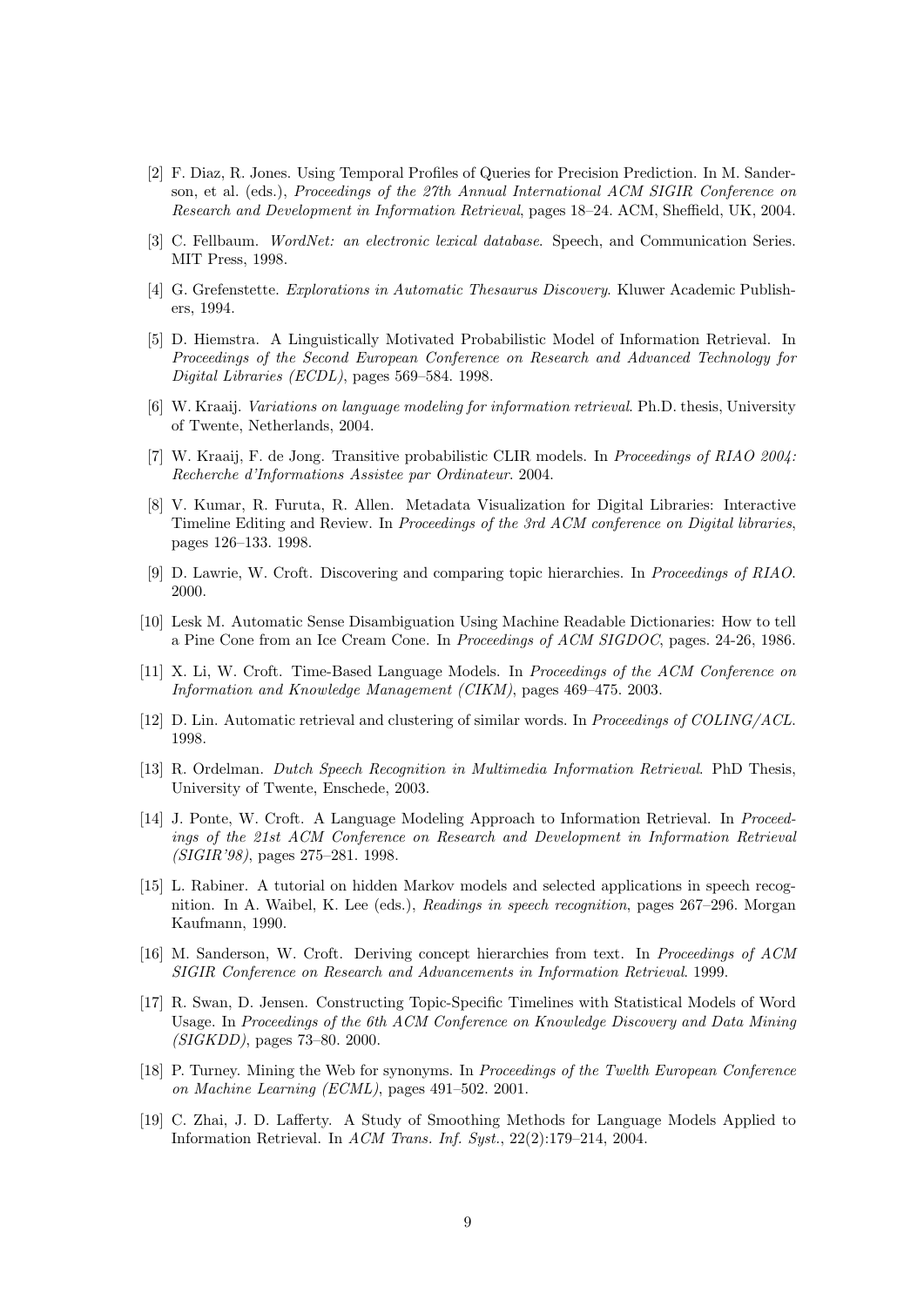[2] F. Diaz, R. Jones. Using Temporal Profiles of Queries for Precision Prediction. In M. Sanderson, et al. (eds.), *Proceedings of the 27th Annual International ACM SIGIR Conference on Research and Development in Information Retrieval*, pages 18–24. ACM, Sheffield, UK, 2004.

[3] C. Fellbaum. *WordNet: an electronic lexical database*. Speech, and Communication Series. MIT Press, 1998.

[4] G. Grefenstette. *Explorations in Automatic Thesaurus Discovery*. Kluwer Academic Publishers, 1994.

[5] D. Hiemstra. A Linguistically Motivated Probabilistic Model of Information Retrieval. In *Proceedings of the Second European Conference on Research and Advanced Technology for Digital Libraries (ECDL)*, pages 569–584. 1998.

[6] W. Kraaij. *Variations on language modeling for information retrieval*. Ph.D. thesis, University of Twente, Netherlands, 2004.

[7] W. Kraaij, F. de Jong. Transitive probabilistic CLIR models. In *Proceedings of RIAO 2004: Recherche d'Informations Assistee par Ordinateur*. 2004.

[8] V. Kumar, R. Furuta, R. Allen. Metadata Visualization for Digital Libraries: Interactive Timeline Editing and Review. In *Proceedings of the 3rd ACM conference on Digital libraries*, pages 126–133. 1998.

[9] D. Lawrie, W. Croft. Discovering and comparing topic hierarchies. In *Proceedings of RIAO*. 2000.

[10] Lesk M. Automatic Sense Disambiguation Using Machine Readable Dictionaries: How to tell a Pine Cone from an Ice Cream Cone. In *Proceedings of ACM SIGDOC*, pages. 24-26, 1986.

[11] X. Li, W. Croft. Time-Based Language Models. In *Proceedings of the ACM Conference on Information and Knowledge Management (CIKM)*, pages 469–475. 2003.

[12] D. Lin. Automatic retrieval and clustering of similar words. In *Proceedings of COLING/ACL*. 1998.

[13] R. Ordelman. *Dutch Speech Recognition in Multimedia Information Retrieval*. PhD Thesis, University of Twente, Enschede, 2003.

[14] J. Ponte, W. Croft. A Language Modeling Approach to Information Retrieval. In *Proceedings of the 21st ACM Conference on Research and Development in Information Retrieval (SIGIR'98)*, pages 275–281. 1998.

[15] L. Rabiner. A tutorial on hidden Markov models and selected applications in speech recognition. In A. Waibel, K. Lee (eds.), *Readings in speech recognition*, pages 267–296. Morgan Kaufmann, 1990.

[16] M. Sanderson, W. Croft. Deriving concept hierarchies from text. In *Proceedings of ACM SIGIR Conference on Research and Advancements in Information Retrieval*. 1999.

[17] R. Swan, D. Jensen. Constructing Topic-Specific Timelines with Statistical Models of Word Usage. In *Proceedings of the 6th ACM Conference on Knowledge Discovery and Data Mining (SIGKDD)*, pages 73–80. 2000.

[18] P. Turney. Mining the Web for synonyms. In *Proceedings of the Twelth European Conference on Machine Learning (ECML)*, pages 491–502. 2001.

[19] C. Zhai, J. D. Lafferty. A Study of Smoothing Methods for Language Models Applied to Information Retrieval. In *ACM Trans. Inf. Syst.*, 22(2):179–214, 2004.